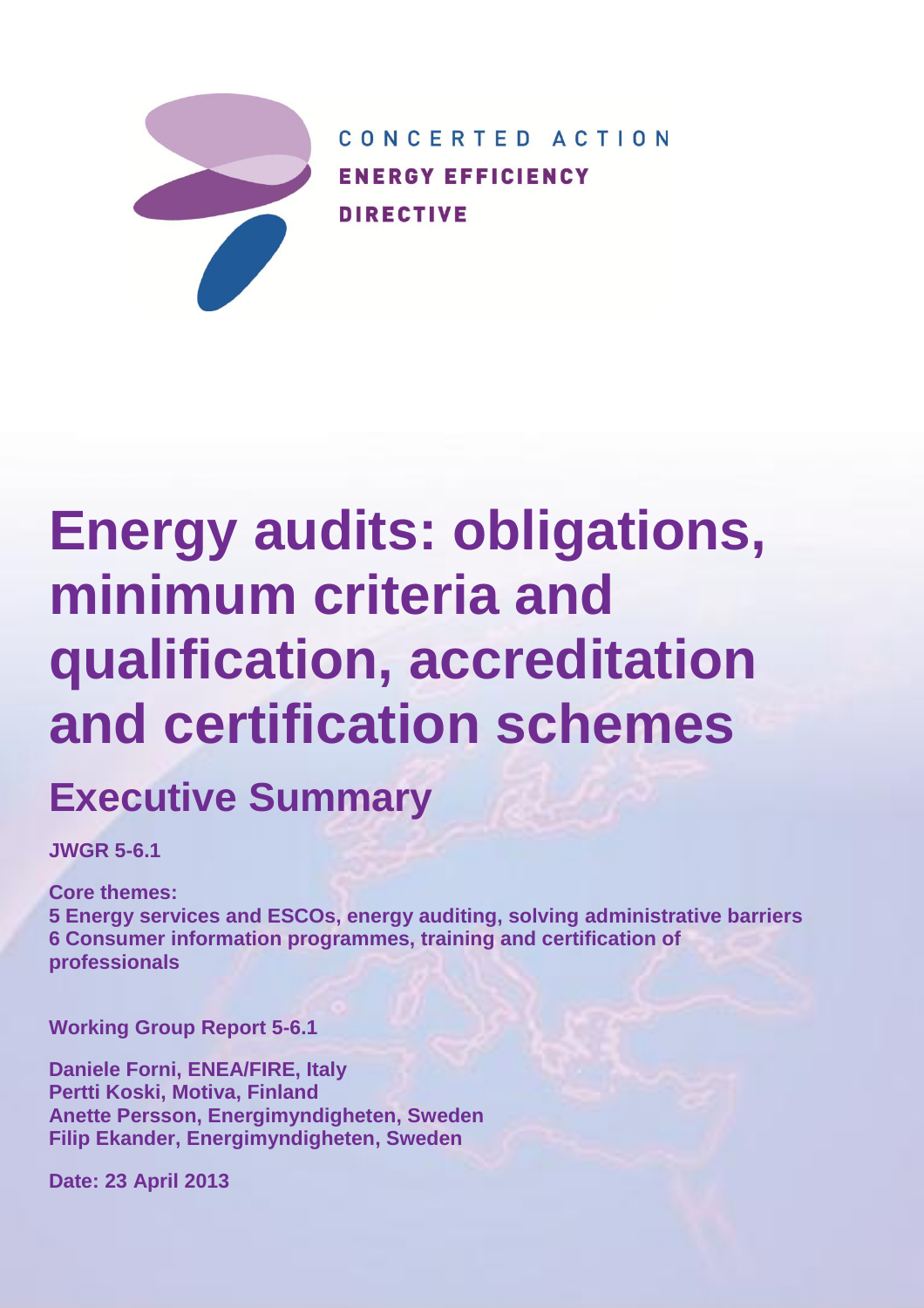CONCERTED ACTION

ENERGY EFFICIENCY

DIRECTIVE

# Energy audits: obligations, minimum criteria and qualification, accreditation and certification schemes

## Executive Summary

**JWGR 5-6.1**

**Core themes:**
**5 Energy services and ESCOs, energy auditing, solving administrative barriers**
**6 Consumer information programmes, training and certification of professionals**

**Working Group Report 5-6.1**

**Daniele Forni, ENEA/FIRE, Italy**
**Pertti Koski, Motiva, Finland**
**Anette Persson, Energimyndigheten, Sweden**
**Filip Ekander, Energimyndigheten, Sweden**

**Date: 23 April 2013**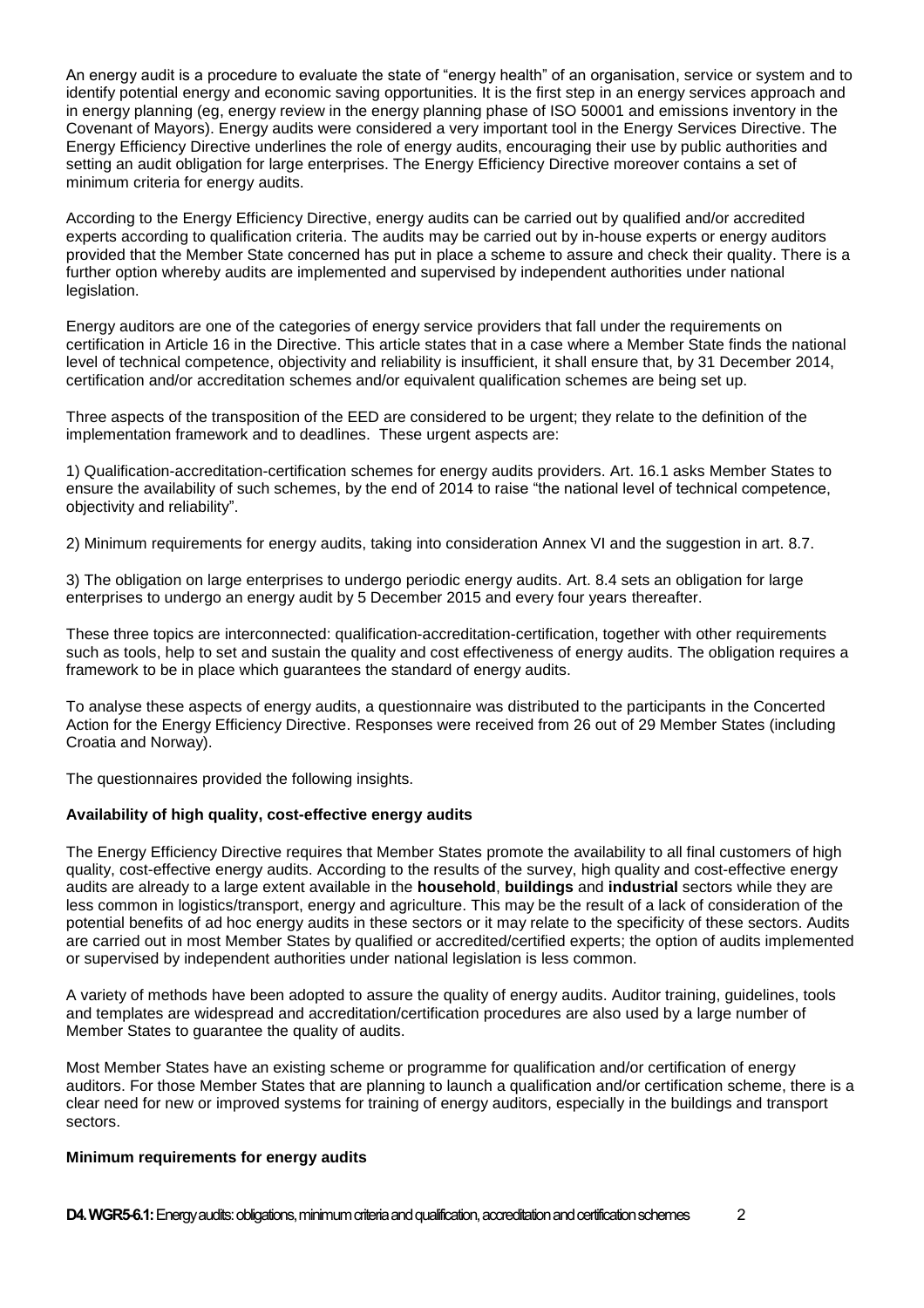An energy audit is a procedure to evaluate the state of "energy health" of an organisation, service or system and to identify potential energy and economic saving opportunities. It is the first step in an energy services approach and in energy planning (eg, energy review in the energy planning phase of ISO 50001 and emissions inventory in the Covenant of Mayors). Energy audits were considered a very important tool in the Energy Services Directive. The Energy Efficiency Directive underlines the role of energy audits, encouraging their use by public authorities and setting an audit obligation for large enterprises. The Energy Efficiency Directive moreover contains a set of minimum criteria for energy audits.

According to the Energy Efficiency Directive, energy audits can be carried out by qualified and/or accredited experts according to qualification criteria. The audits may be carried out by in-house experts or energy auditors provided that the Member State concerned has put in place a scheme to assure and check their quality. There is a further option whereby audits are implemented and supervised by independent authorities under national legislation.

Energy auditors are one of the categories of energy service providers that fall under the requirements on certification in Article 16 in the Directive. This article states that in a case where a Member State finds the national level of technical competence, objectivity and reliability is insufficient, it shall ensure that, by 31 December 2014, certification and/or accreditation schemes and/or equivalent qualification schemes are being set up.

Three aspects of the transposition of the EED are considered to be urgent; they relate to the definition of the implementation framework and to deadlines. These urgent aspects are:

1) Qualification-accreditation-certification schemes for energy audits providers. Art. 16.1 asks Member States to ensure the availability of such schemes, by the end of 2014 to raise "the national level of technical competence, objectivity and reliability".

2) Minimum requirements for energy audits, taking into consideration Annex VI and the suggestion in art. 8.7.

3) The obligation on large enterprises to undergo periodic energy audits. Art. 8.4 sets an obligation for large enterprises to undergo an energy audit by 5 December 2015 and every four years thereafter.

These three topics are interconnected: qualification-accreditation-certification, together with other requirements such as tools, help to set and sustain the quality and cost effectiveness of energy audits. The obligation requires a framework to be in place which guarantees the standard of energy audits.

To analyse these aspects of energy audits, a questionnaire was distributed to the participants in the Concerted Action for the Energy Efficiency Directive. Responses were received from 26 out of 29 Member States (including Croatia and Norway).

The questionnaires provided the following insights.

**Availability of high quality, cost-effective energy audits**

The Energy Efficiency Directive requires that Member States promote the availability to all final customers of high quality, cost-effective energy audits. According to the results of the survey, high quality and cost-effective energy audits are already to a large extent available in the **household**, **buildings** and **industrial** sectors while they are less common in logistics/transport, energy and agriculture. This may be the result of a lack of consideration of the potential benefits of ad hoc energy audits in these sectors or it may relate to the specificity of these sectors. Audits are carried out in most Member States by qualified or accredited/certified experts; the option of audits implemented or supervised by independent authorities under national legislation is less common.

A variety of methods have been adopted to assure the quality of energy audits. Auditor training, guidelines, tools and templates are widespread and accreditation/certification procedures are also used by a large number of Member States to guarantee the quality of audits.

Most Member States have an existing scheme or programme for qualification and/or certification of energy auditors. For those Member States that are planning to launch a qualification and/or certification scheme, there is a clear need for new or improved systems for training of energy auditors, especially in the buildings and transport sectors.

**Minimum requirements for energy audits**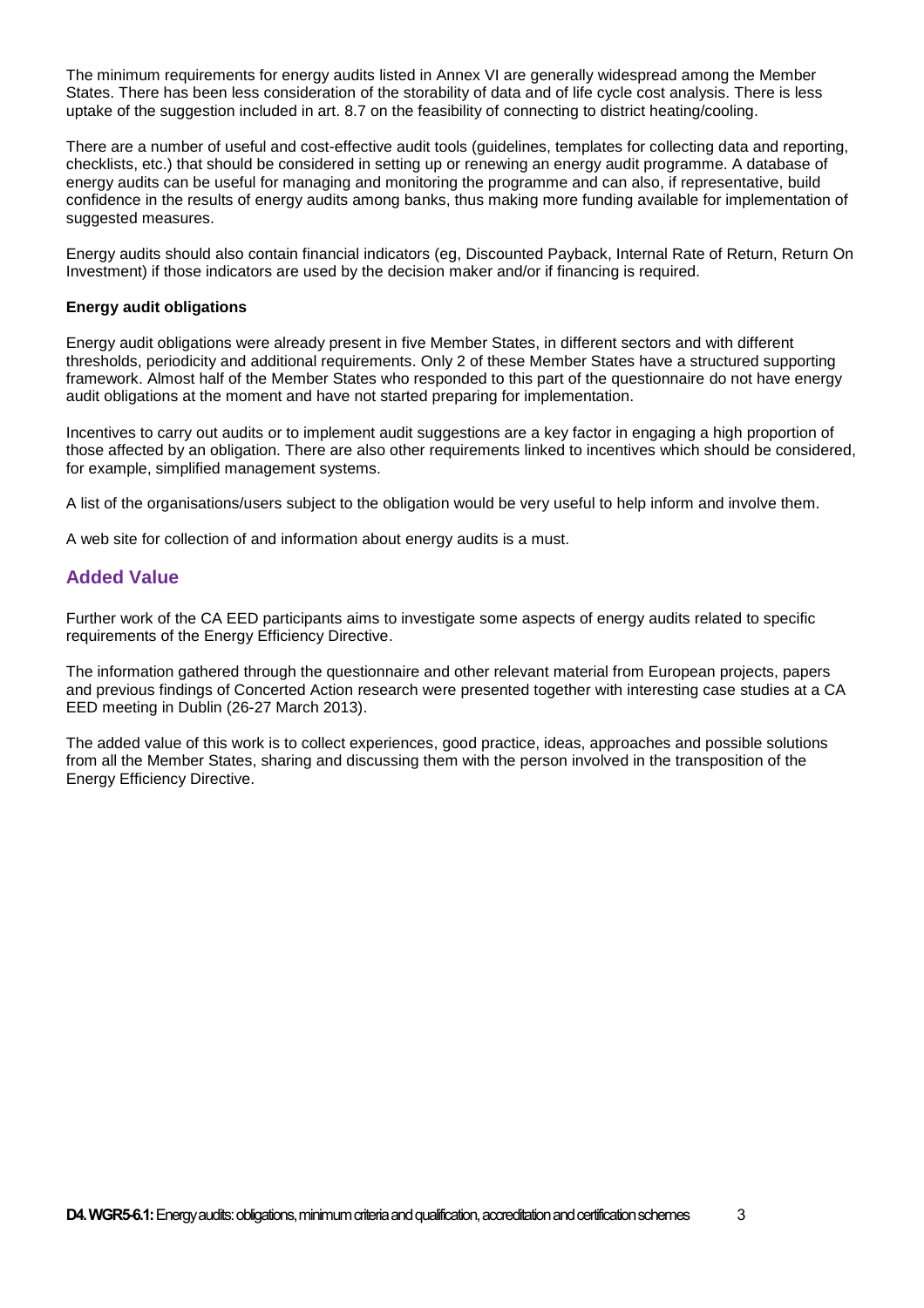The minimum requirements for energy audits listed in Annex VI are generally widespread among the Member States. There has been less consideration of the storability of data and of life cycle cost analysis. There is less uptake of the suggestion included in art. 8.7 on the feasibility of connecting to district heating/cooling.

There are a number of useful and cost-effective audit tools (guidelines, templates for collecting data and reporting, checklists, etc.) that should be considered in setting up or renewing an energy audit programme. A database of energy audits can be useful for managing and monitoring the programme and can also, if representative, build confidence in the results of energy audits among banks, thus making more funding available for implementation of suggested measures.

Energy audits should also contain financial indicators (eg, Discounted Payback, Internal Rate of Return, Return On Investment) if those indicators are used by the decision maker and/or if financing is required.

**Energy audit obligations**

Energy audit obligations were already present in five Member States, in different sectors and with different thresholds, periodicity and additional requirements. Only 2 of these Member States have a structured supporting framework. Almost half of the Member States who responded to this part of the questionnaire do not have energy audit obligations at the moment and have not started preparing for implementation.

Incentives to carry out audits or to implement audit suggestions are a key factor in engaging a high proportion of those affected by an obligation. There are also other requirements linked to incentives which should be considered, for example, simplified management systems.

A list of the organisations/users subject to the obligation would be very useful to help inform and involve them.

A web site for collection of and information about energy audits is a must.

## Added Value

Further work of the CA EED participants aims to investigate some aspects of energy audits related to specific requirements of the Energy Efficiency Directive.

The information gathered through the questionnaire and other relevant material from European projects, papers and previous findings of Concerted Action research were presented together with interesting case studies at a CA EED meeting in Dublin (26-27 March 2013).

The added value of this work is to collect experiences, good practice, ideas, approaches and possible solutions from all the Member States, sharing and discussing them with the person involved in the transposition of the Energy Efficiency Directive.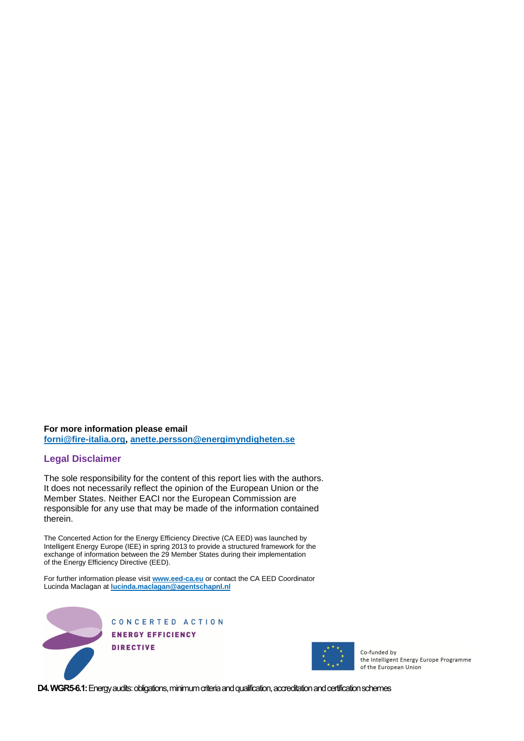**For more information please email**
**[forni@fire-italia.org](mailto:forni@fire-italia.org), [anette.persson@energimyndigheten.se](mailto:anette.persson@energimyndigheten.se)**

## Legal Disclaimer

The sole responsibility for the content of this report lies with the authors. It does not necessarily reflect the opinion of the European Union or the Member States. Neither EACI nor the European Commission are responsible for any use that may be made of the information contained therein.

The Concerted Action for the Energy Efficiency Directive (CA EED) was launched by Intelligent Energy Europe (IEE) in spring 2013 to provide a structured framework for the exchange of information between the 29 Member States during their implementation of the Energy Efficiency Directive (EED).

For further information please visit **[www.eed-ca.eu](http://www.eed-ca.eu)** or contact the CA EED Coordinator Lucinda Maclagan at **[lucinda.maclagan@agentschapnl.nl](mailto:lucinda.maclagan@agentschapnl.nl)**

CONCERTED ACTION
ENERGY EFFICIENCY
DIRECTIVE

Co-funded by
the Intelligent Energy Europe Programme
of the European Union

**D4. WGR5-6.1:** Energy audits: obligations, minimum criteria and qualification, accreditation and certification schemes